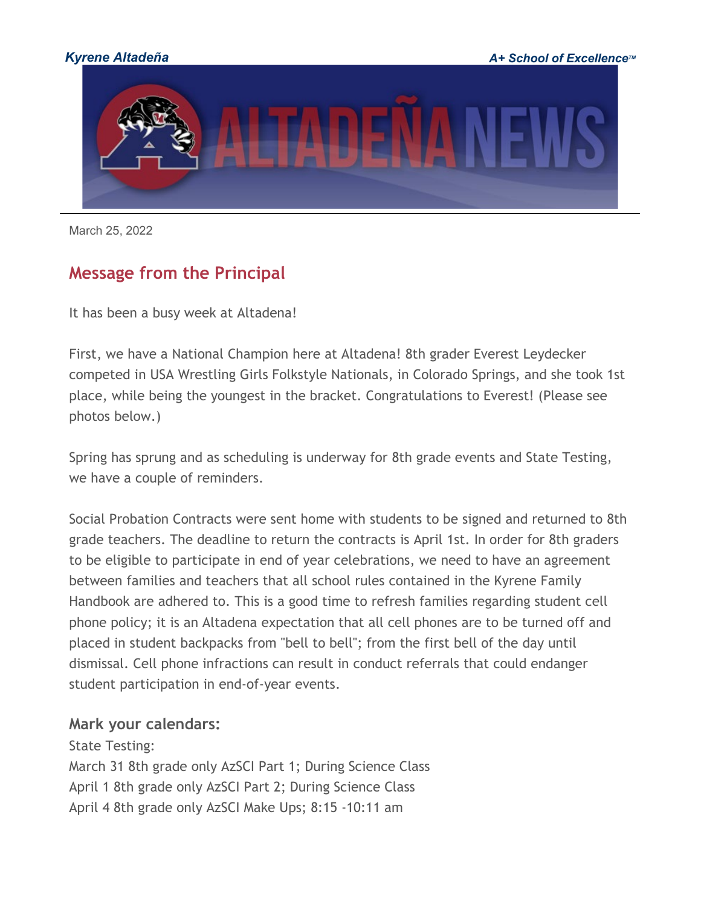*Kyrene Altadeña* *A+ School of Excellence™*

# ALTADEÑA NEWS

March 25, 2022

## Message from the Principal

It has been a busy week at Altadena!

First, we have a National Champion here at Altadena! 8th grader Everest Leydecker competed in USA Wrestling Girls Folkstyle Nationals, in Colorado Springs, and she took 1st place, while being the youngest in the bracket. Congratulations to Everest! (Please see photos below.)

Spring has sprung and as scheduling is underway for 8th grade events and State Testing, we have a couple of reminders.

Social Probation Contracts were sent home with students to be signed and returned to 8th grade teachers. The deadline to return the contracts is April 1st. In order for 8th graders to be eligible to participate in end of year celebrations, we need to have an agreement between families and teachers that all school rules contained in the Kyrene Family Handbook are adhered to. This is a good time to refresh families regarding student cell phone policy; it is an Altadena expectation that all cell phones are to be turned off and placed in student backpacks from "bell to bell"; from the first bell of the day until dismissal. Cell phone infractions can result in conduct referrals that could endanger student participation in end-of-year events.

### Mark your calendars:

State Testing:
March 31 8th grade only AzSCI Part 1; During Science Class
April 1 8th grade only AzSCI Part 2; During Science Class
April 4 8th grade only AzSCI Make Ups; 8:15 -10:11 am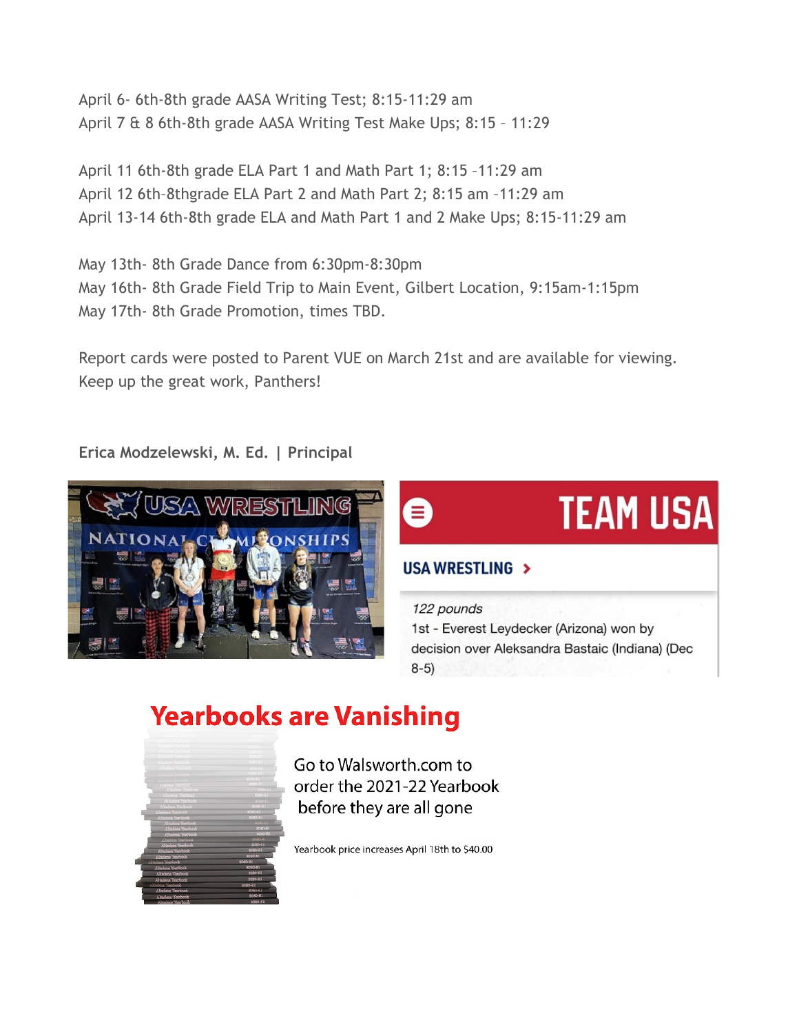April 6- 6th-8th grade AASA Writing Test; 8:15-11:29 am
April 7 & 8 6th-8th grade AASA Writing Test Make Ups; 8:15 – 11:29

April 11 6th-8th grade ELA Part 1 and Math Part 1; 8:15 –11:29 am
April 12 6th-8thgrade ELA Part 2 and Math Part 2; 8:15 am –11:29 am
April 13-14 6th-8th grade ELA and Math Part 1 and 2 Make Ups; 8:15-11:29 am

May 13th- 8th Grade Dance from 6:30pm-8:30pm
May 16th- 8th Grade Field Trip to Main Event, Gilbert Location, 9:15am-1:15pm
May 17th- 8th Grade Promotion, times TBD.

Report cards were posted to Parent VUE on March 21st and are available for viewing. Keep up the great work, Panthers!

**Erica Modzelewski, M. Ed. | Principal**

USA WRESTLING NATIONAL CHAMPIONSHIPS

TEAM USA

USA WRESTLING >

*122 pounds*
1st - Everest Leydecker (Arizona) won by decision over Aleksandra Bastaic (Indiana) (Dec 8-5)

# Yearbooks are Vanishing

Go to Walsworth.com to order the 2021-22 Yearbook before they are all gone

Yearbook price increases April 18th to $40.00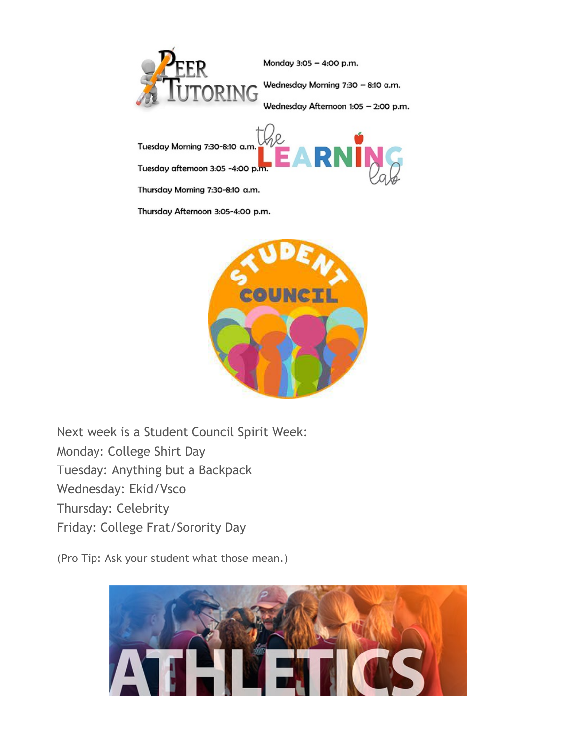## Peer Tutoring

Monday 3:05 – 4:00 p.m.

Wednesday Morning 7:30 – 8:10 a.m.

Wednesday Afternoon 1:05 – 2:00 p.m.

## The Learning Lab

Tuesday Morning 7:30-8:10 a.m.

Tuesday afternoon 3:05 -4:00 p.m.

Thursday Morning 7:30-8:10 a.m.

Thursday Afternoon 3:05-4:00 p.m.

## Student Council

Next week is a Student Council Spirit Week:
Monday: College Shirt Day
Tuesday: Anything but a Backpack
Wednesday: Ekid/Vsco
Thursday: Celebrity
Friday: College Frat/Sorority Day

(Pro Tip: Ask your student what those mean.)

## ATHLETICS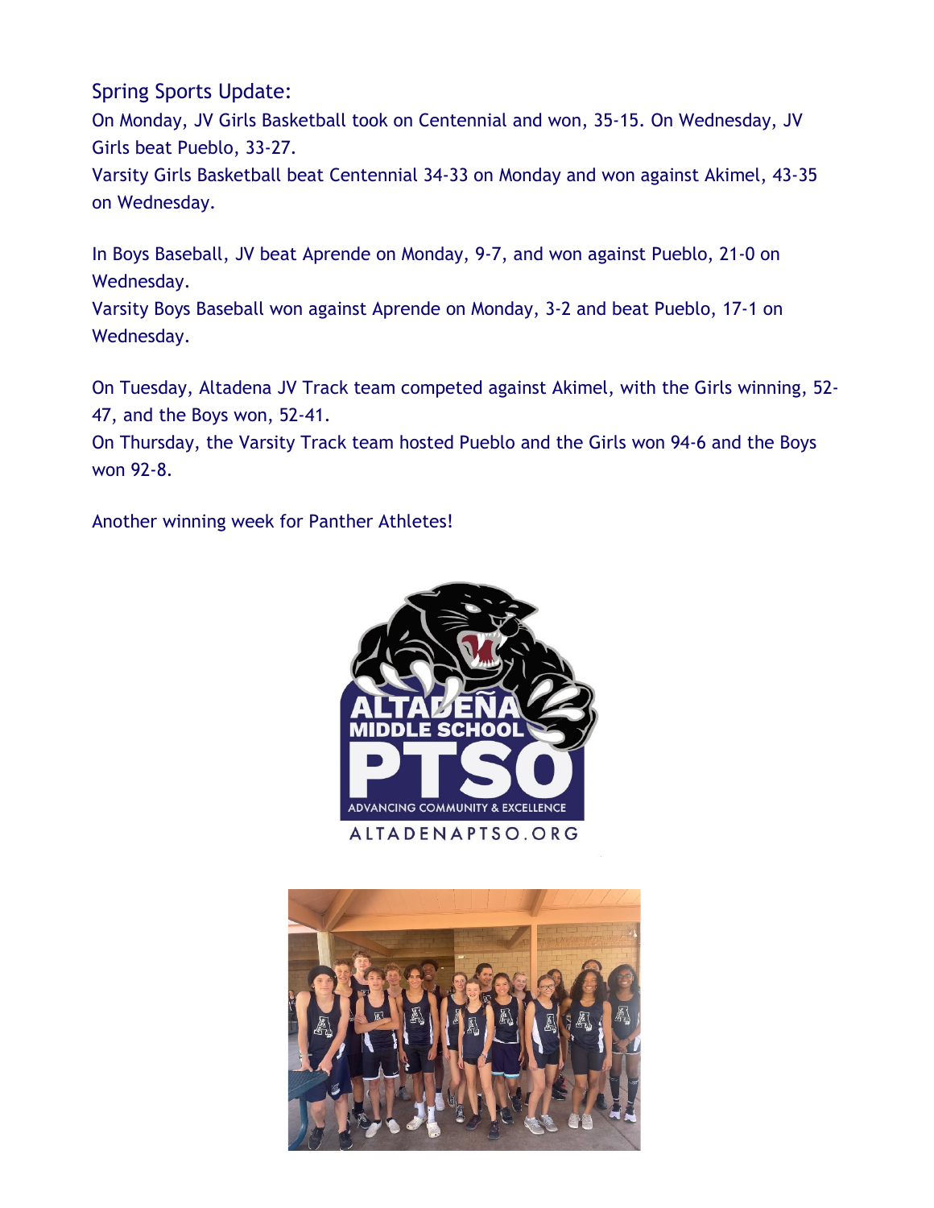Spring Sports Update:

On Monday, JV Girls Basketball took on Centennial and won, 35-15. On Wednesday, JV Girls beat Pueblo, 33-27.

Varsity Girls Basketball beat Centennial 34-33 on Monday and won against Akimel, 43-35 on Wednesday.

In Boys Baseball, JV beat Aprende on Monday, 9-7, and won against Pueblo, 21-0 on Wednesday.

Varsity Boys Baseball won against Aprende on Monday, 3-2 and beat Pueblo, 17-1 on Wednesday.

On Tuesday, Altadena JV Track team competed against Akimel, with the Girls winning, 52-47, and the Boys won, 52-41.

On Thursday, the Varsity Track team hosted Pueblo and the Girls won 94-6 and the Boys won 92-8.

Another winning week for Panther Athletes!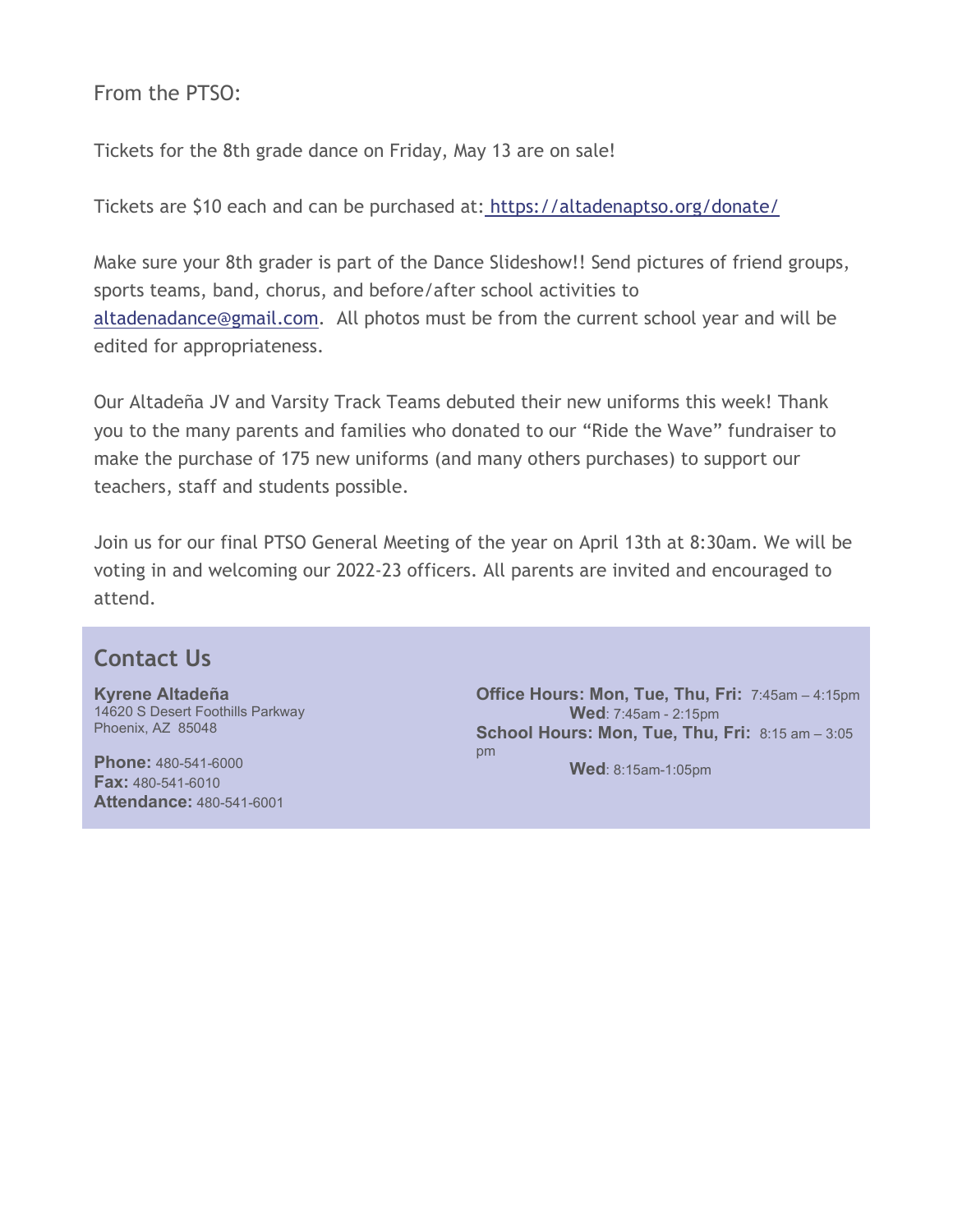From the PTSO:

Tickets for the 8th grade dance on Friday, May 13 are on sale!

Tickets are $10 each and can be purchased at: https://altadenaptso.org/donate/

Make sure your 8th grader is part of the Dance Slideshow!! Send pictures of friend groups, sports teams, band, chorus, and before/after school activities to altadenadance@gmail.com. All photos must be from the current school year and will be edited for appropriateness.

Our Altadeña JV and Varsity Track Teams debuted their new uniforms this week! Thank you to the many parents and families who donated to our "Ride the Wave" fundraiser to make the purchase of 175 new uniforms (and many others purchases) to support our teachers, staff and students possible.

Join us for our final PTSO General Meeting of the year on April 13th at 8:30am. We will be voting in and welcoming our 2022-23 officers. All parents are invited and encouraged to attend.

## Contact Us

**Kyrene Altadeña**
14620 S Desert Foothills Parkway
Phoenix, AZ 85048

**Phone:** 480-541-6000
**Fax:** 480-541-6010
**Attendance:** 480-541-6001

**Office Hours: Mon, Tue, Thu, Fri:** 7:45am – 4:15pm
**Wed**: 7:45am - 2:15pm
**School Hours: Mon, Tue, Thu, Fri:** 8:15 am – 3:05 pm
**Wed**: 8:15am-1:05pm